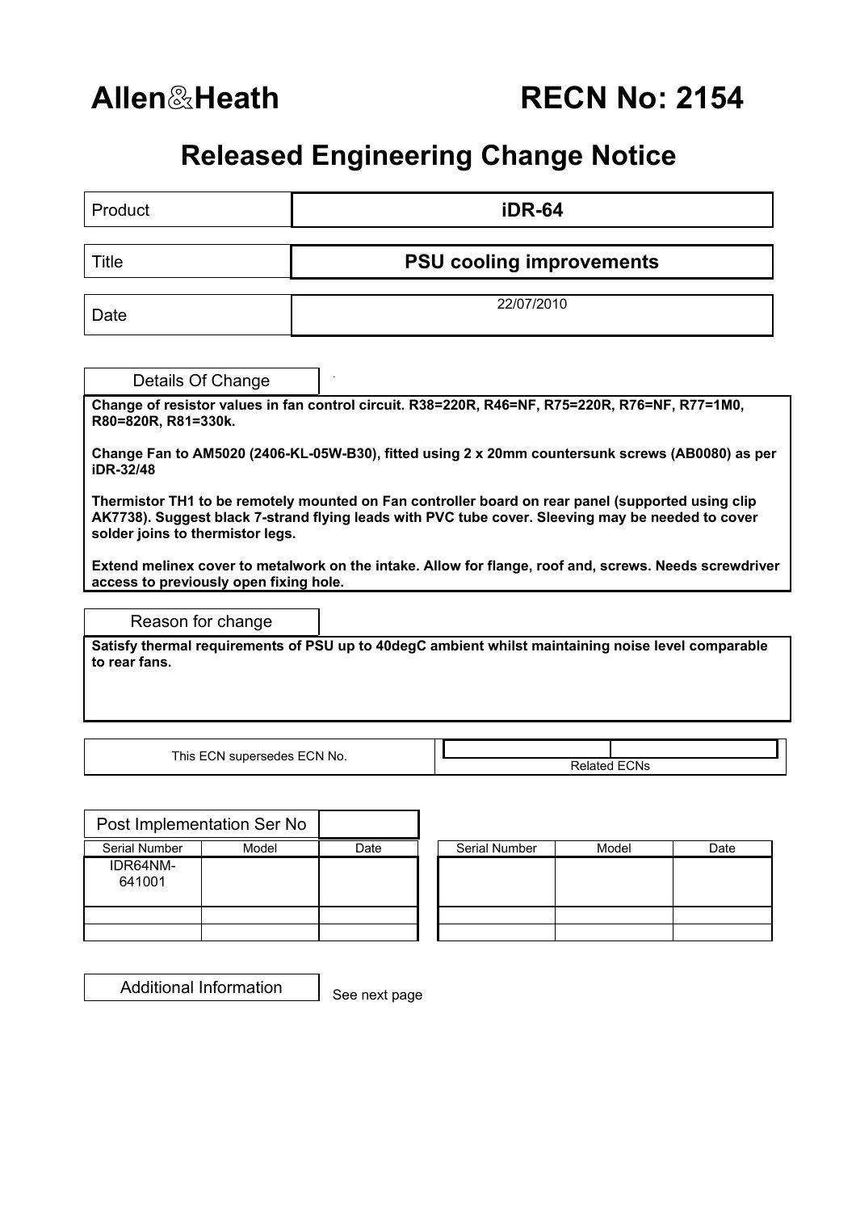# Allen&Heath RECN No: 2154

## Released Engineering Change Notice

| | |
|---|---|
| Product | **iDR-64** |
| Title | **PSU cooling improvements** |
| Date | 22/07/2010 |

### Details Of Change

**Change of resistor values in fan control circuit. R38=220R, R46=NF, R75=220R, R76=NF, R77=1M0, R80=820R, R81=330k.**

**Change Fan to AM5020 (2406-KL-05W-B30), fitted using 2 x 20mm countersunk screws (AB0080) as per iDR-32/48**

**Thermistor TH1 to be remotely mounted on Fan controller board on rear panel (supported using clip AK7738). Suggest black 7-strand flying leads with PVC tube cover. Sleeving may be needed to cover solder joins to thermistor legs.**

**Extend melinex cover to metalwork on the intake. Allow for flange, roof and, screws. Needs screwdriver access to previously open fixing hole.**

### Reason for change

**Satisfy thermal requirements of PSU up to 40degC ambient whilst maintaining noise level comparable to rear fans.**

| This ECN supersedes ECN No. | Related ECNs |
|---|---|
| | |

### Post Implementation Ser No

| Serial Number | Model | Date |
|---|---|---|
| IDR64NM-641001 | | |
| | | |
| | | |

| Serial Number | Model | Date |
|---|---|---|
| | | |
| | | |
| | | |

### Additional Information

See next page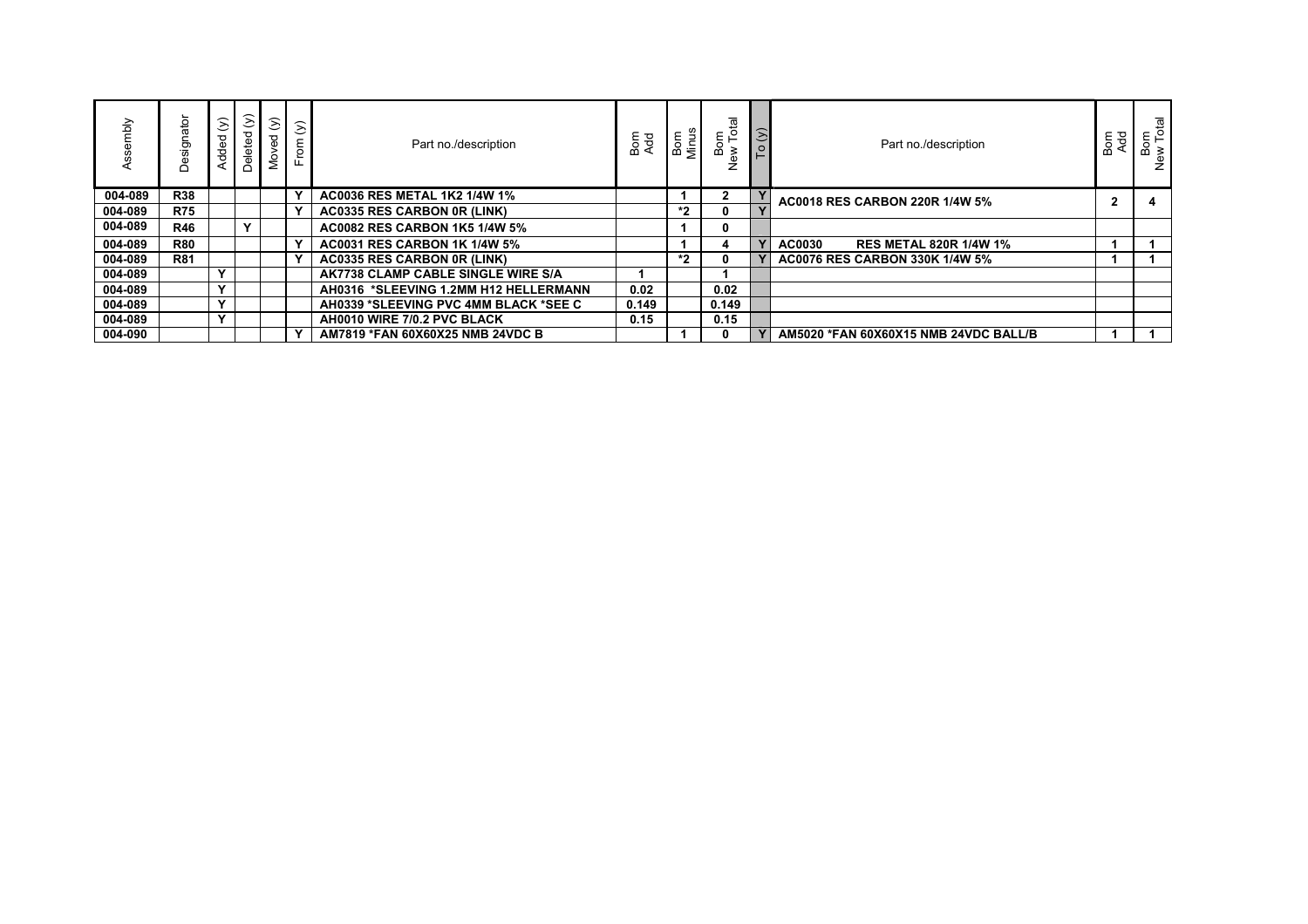| Assembly | Designator | Added (y) | Deleted (y) | Moved (y) | From (y) | Part no./description | Bom Add | Bom Minus | Bom New Total | To (y) | Part no./description | Bom Add | Bom New Total |
|---|---|---|---|---|---|---|---|---|---|---|---|---|---|
| 004-089 | R38 | | | | Y | AC0036 RES METAL 1K2 1/4W 1% | | 1 | 2 | Y | AC0018 RES CARBON 220R 1/4W 5% | 2 | 4 |
| 004-089 | R75 | | | | Y | AC0335 RES CARBON 0R (LINK) | | *2 | 0 | Y | | | |
| 004-089 | R46 | | Y | | | AC0082 RES CARBON 1K5 1/4W 5% | | 1 | 0 | | | | |
| 004-089 | R80 | | | | Y | AC0031 RES CARBON 1K 1/4W 5% | | 1 | 4 | Y | AC0030 RES METAL 820R 1/4W 1% | 1 | 1 |
| 004-089 | R81 | | | | Y | AC0335 RES CARBON 0R (LINK) | | *2 | 0 | Y | AC0076 RES CARBON 330K 1/4W 5% | 1 | 1 |
| 004-089 | | Y | | | | AK7738 CLAMP CABLE SINGLE WIRE S/A | 1 | | 1 | | | | |
| 004-089 | | Y | | | | AH0316 *SLEEVING 1.2MM H12 HELLERMANN | 0.02 | | 0.02 | | | | |
| 004-089 | | Y | | | | AH0339 *SLEEVING PVC 4MM BLACK *SEE C | 0.149 | | 0.149 | | | | |
| 004-089 | | Y | | | | AH0010 WIRE 7/0.2 PVC BLACK | 0.15 | | 0.15 | | | | |
| 004-090 | | | | | Y | AM7819 *FAN 60X60X25 NMB 24VDC B | | 1 | 0 | Y | AM5020 *FAN 60X60X15 NMB 24VDC BALL/B | 1 | 1 |